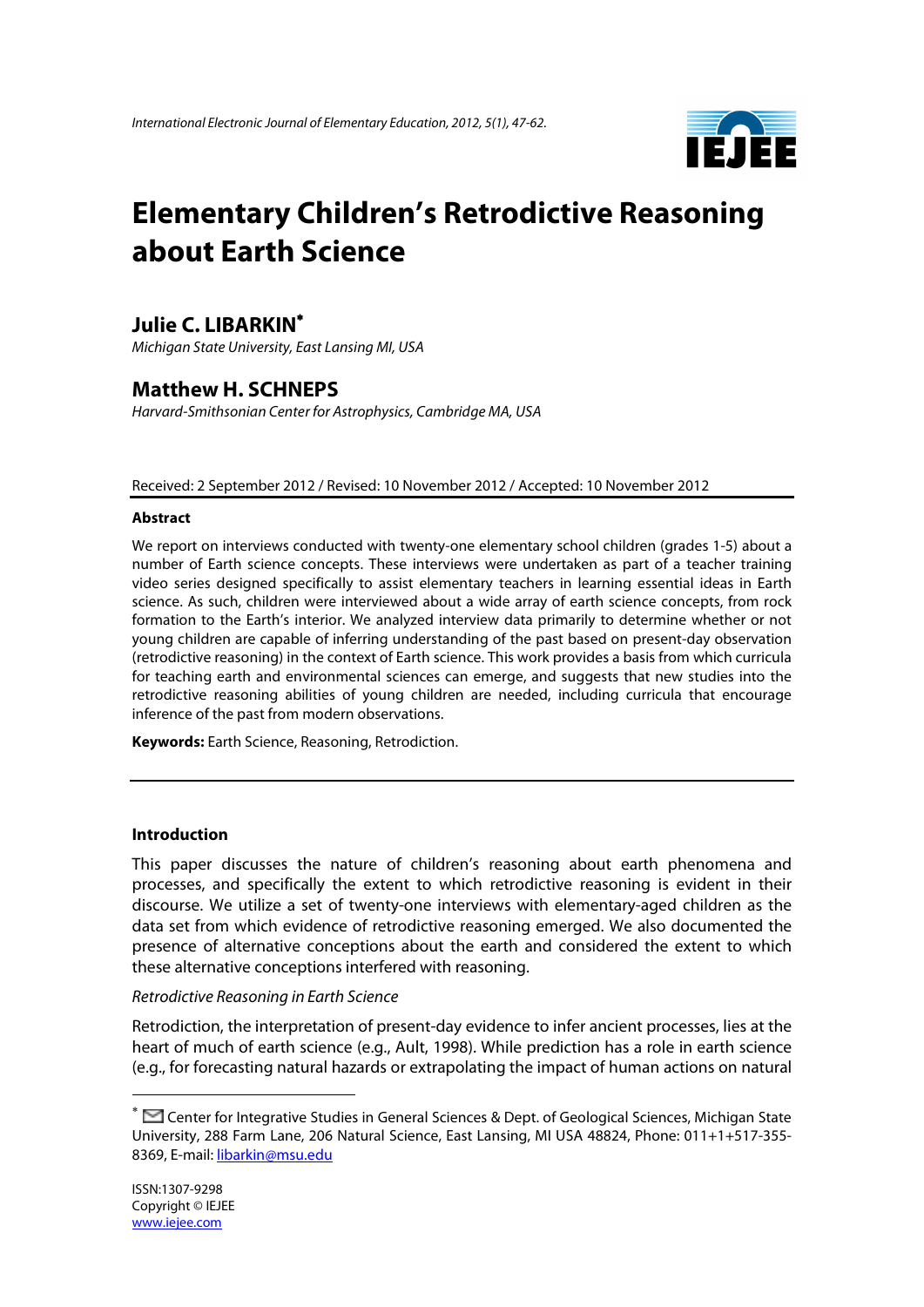# Elementary Children's Retrodictive Reasoning about Earth Science

## Julie C. LIBARKIN[*]

*Michigan State University, East Lansing MI, USA*

## Matthew H. SCHNEPS

*Harvard-Smithsonian Center for Astrophysics, Cambridge MA, USA*

Received: 2 September 2012 / Revised: 10 November 2012 / Accepted: 10 November 2012

### Abstract

We report on interviews conducted with twenty-one elementary school children (grades 1-5) about a number of Earth science concepts. These interviews were undertaken as part of a teacher training video series designed specifically to assist elementary teachers in learning essential ideas in Earth science. As such, children were interviewed about a wide array of earth science concepts, from rock formation to the Earth's interior. We analyzed interview data primarily to determine whether or not young children are capable of inferring understanding of the past based on present-day observation (retrodictive reasoning) in the context of Earth science. This work provides a basis from which curricula for teaching earth and environmental sciences can emerge, and suggests that new studies into the retrodictive reasoning abilities of young children are needed, including curricula that encourage inference of the past from modern observations.

**Keywords:** Earth Science, Reasoning, Retrodiction.

### Introduction

This paper discusses the nature of children's reasoning about earth phenomena and processes, and specifically the extent to which retrodictive reasoning is evident in their discourse. We utilize a set of twenty-one interviews with elementary-aged children as the data set from which evidence of retrodictive reasoning emerged. We also documented the presence of alternative conceptions about the earth and considered the extent to which these alternative conceptions interfered with reasoning.

*Retrodictive Reasoning in Earth Science*

Retrodiction, the interpretation of present-day evidence to infer ancient processes, lies at the heart of much of earth science (e.g., Ault, 1998). While prediction has a role in earth science (e.g., for forecasting natural hazards or extrapolating the impact of human actions on natural

---

[*] Center for Integrative Studies in General Sciences & Dept. of Geological Sciences, Michigan State University, 288 Farm Lane, 206 Natural Science, East Lansing, MI USA 48824, Phone: 011+1+517-355-8369, E-mail: libarkin@msu.edu

ISSN:1307-9298
Copyright © IEJEE
www.iejee.com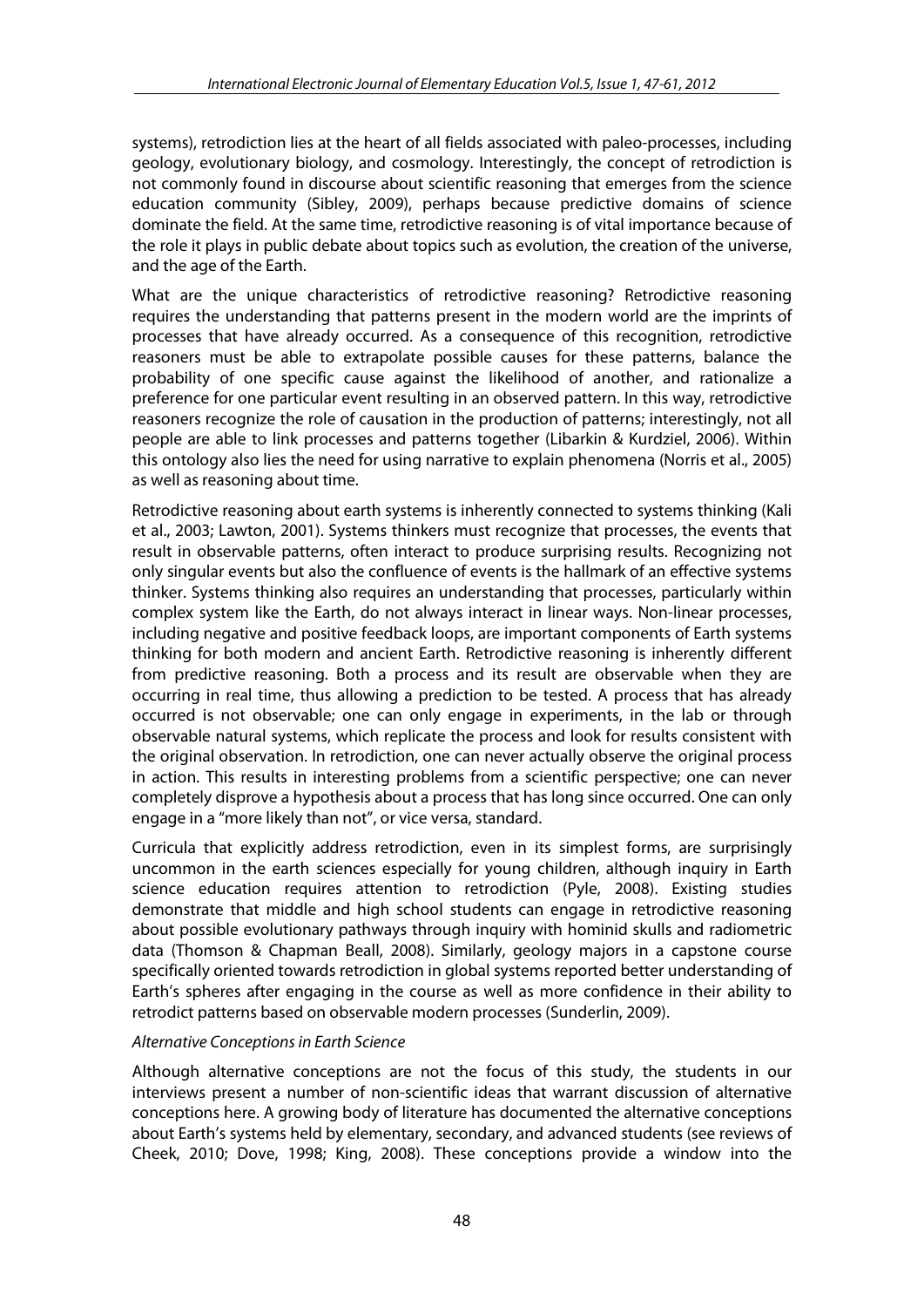systems), retrodiction lies at the heart of all fields associated with paleo-processes, including geology, evolutionary biology, and cosmology. Interestingly, the concept of retrodiction is not commonly found in discourse about scientific reasoning that emerges from the science education community (Sibley, 2009), perhaps because predictive domains of science dominate the field. At the same time, retrodictive reasoning is of vital importance because of the role it plays in public debate about topics such as evolution, the creation of the universe, and the age of the Earth.

What are the unique characteristics of retrodictive reasoning? Retrodictive reasoning requires the understanding that patterns present in the modern world are the imprints of processes that have already occurred. As a consequence of this recognition, retrodictive reasoners must be able to extrapolate possible causes for these patterns, balance the probability of one specific cause against the likelihood of another, and rationalize a preference for one particular event resulting in an observed pattern. In this way, retrodictive reasoners recognize the role of causation in the production of patterns; interestingly, not all people are able to link processes and patterns together (Libarkin & Kurdziel, 2006). Within this ontology also lies the need for using narrative to explain phenomena (Norris et al., 2005) as well as reasoning about time.

Retrodictive reasoning about earth systems is inherently connected to systems thinking (Kali et al., 2003; Lawton, 2001). Systems thinkers must recognize that processes, the events that result in observable patterns, often interact to produce surprising results. Recognizing not only singular events but also the confluence of events is the hallmark of an effective systems thinker. Systems thinking also requires an understanding that processes, particularly within complex system like the Earth, do not always interact in linear ways. Non-linear processes, including negative and positive feedback loops, are important components of Earth systems thinking for both modern and ancient Earth. Retrodictive reasoning is inherently different from predictive reasoning. Both a process and its result are observable when they are occurring in real time, thus allowing a prediction to be tested. A process that has already occurred is not observable; one can only engage in experiments, in the lab or through observable natural systems, which replicate the process and look for results consistent with the original observation. In retrodiction, one can never actually observe the original process in action. This results in interesting problems from a scientific perspective; one can never completely disprove a hypothesis about a process that has long since occurred. One can only engage in a "more likely than not", or vice versa, standard.

Curricula that explicitly address retrodiction, even in its simplest forms, are surprisingly uncommon in the earth sciences especially for young children, although inquiry in Earth science education requires attention to retrodiction (Pyle, 2008). Existing studies demonstrate that middle and high school students can engage in retrodictive reasoning about possible evolutionary pathways through inquiry with hominid skulls and radiometric data (Thomson & Chapman Beall, 2008). Similarly, geology majors in a capstone course specifically oriented towards retrodiction in global systems reported better understanding of Earth's spheres after engaging in the course as well as more confidence in their ability to retrodict patterns based on observable modern processes (Sunderlin, 2009).

### *Alternative Conceptions in Earth Science*

Although alternative conceptions are not the focus of this study, the students in our interviews present a number of non-scientific ideas that warrant discussion of alternative conceptions here. A growing body of literature has documented the alternative conceptions about Earth's systems held by elementary, secondary, and advanced students (see reviews of Cheek, 2010; Dove, 1998; King, 2008). These conceptions provide a window into the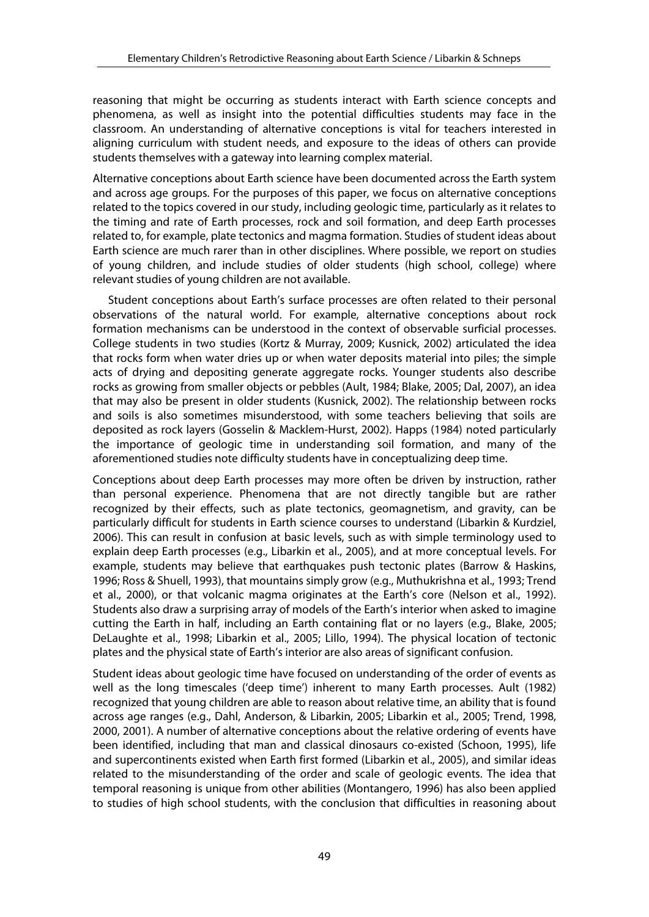reasoning that might be occurring as students interact with Earth science concepts and phenomena, as well as insight into the potential difficulties students may face in the classroom. An understanding of alternative conceptions is vital for teachers interested in aligning curriculum with student needs, and exposure to the ideas of others can provide students themselves with a gateway into learning complex material.

Alternative conceptions about Earth science have been documented across the Earth system and across age groups. For the purposes of this paper, we focus on alternative conceptions related to the topics covered in our study, including geologic time, particularly as it relates to the timing and rate of Earth processes, rock and soil formation, and deep Earth processes related to, for example, plate tectonics and magma formation. Studies of student ideas about Earth science are much rarer than in other disciplines. Where possible, we report on studies of young children, and include studies of older students (high school, college) where relevant studies of young children are not available.

Student conceptions about Earth's surface processes are often related to their personal observations of the natural world. For example, alternative conceptions about rock formation mechanisms can be understood in the context of observable surficial processes. College students in two studies (Kortz & Murray, 2009; Kusnick, 2002) articulated the idea that rocks form when water dries up or when water deposits material into piles; the simple acts of drying and depositing generate aggregate rocks. Younger students also describe rocks as growing from smaller objects or pebbles (Ault, 1984; Blake, 2005; Dal, 2007), an idea that may also be present in older students (Kusnick, 2002). The relationship between rocks and soils is also sometimes misunderstood, with some teachers believing that soils are deposited as rock layers (Gosselin & Macklem-Hurst, 2002). Happs (1984) noted particularly the importance of geologic time in understanding soil formation, and many of the aforementioned studies note difficulty students have in conceptualizing deep time.

Conceptions about deep Earth processes may more often be driven by instruction, rather than personal experience. Phenomena that are not directly tangible but are rather recognized by their effects, such as plate tectonics, geomagnetism, and gravity, can be particularly difficult for students in Earth science courses to understand (Libarkin & Kurdziel, 2006). This can result in confusion at basic levels, such as with simple terminology used to explain deep Earth processes (e.g., Libarkin et al., 2005), and at more conceptual levels. For example, students may believe that earthquakes push tectonic plates (Barrow & Haskins, 1996; Ross & Shuell, 1993), that mountains simply grow (e.g., Muthukrishna et al., 1993; Trend et al., 2000), or that volcanic magma originates at the Earth's core (Nelson et al., 1992). Students also draw a surprising array of models of the Earth's interior when asked to imagine cutting the Earth in half, including an Earth containing flat or no layers (e.g., Blake, 2005; DeLaughte et al., 1998; Libarkin et al., 2005; Lillo, 1994). The physical location of tectonic plates and the physical state of Earth's interior are also areas of significant confusion.

Student ideas about geologic time have focused on understanding of the order of events as well as the long timescales ('deep time') inherent to many Earth processes. Ault (1982) recognized that young children are able to reason about relative time, an ability that is found across age ranges (e.g., Dahl, Anderson, & Libarkin, 2005; Libarkin et al., 2005; Trend, 1998, 2000, 2001). A number of alternative conceptions about the relative ordering of events have been identified, including that man and classical dinosaurs co-existed (Schoon, 1995), life and supercontinents existed when Earth first formed (Libarkin et al., 2005), and similar ideas related to the misunderstanding of the order and scale of geologic events. The idea that temporal reasoning is unique from other abilities (Montangero, 1996) has also been applied to studies of high school students, with the conclusion that difficulties in reasoning about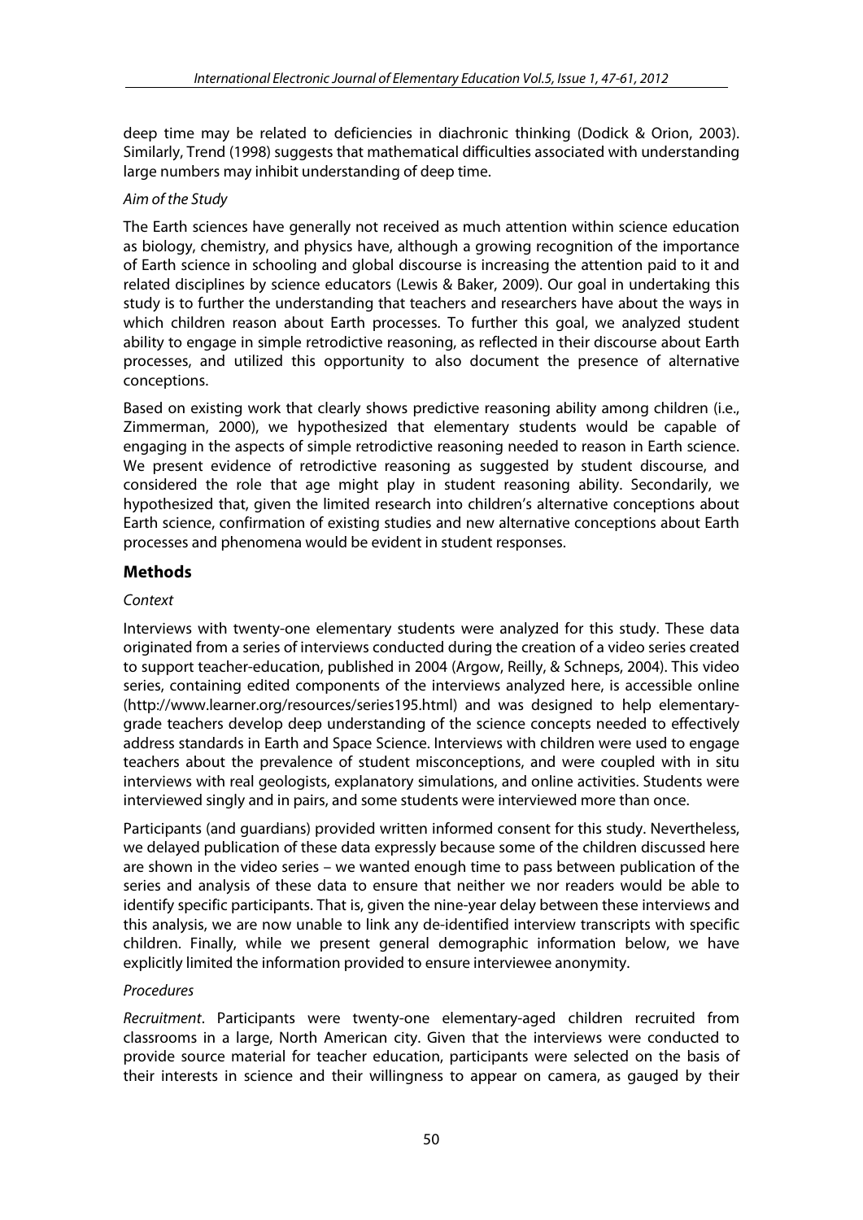deep time may be related to deficiencies in diachronic thinking (Dodick & Orion, 2003). Similarly, Trend (1998) suggests that mathematical difficulties associated with understanding large numbers may inhibit understanding of deep time.

*Aim of the Study*

The Earth sciences have generally not received as much attention within science education as biology, chemistry, and physics have, although a growing recognition of the importance of Earth science in schooling and global discourse is increasing the attention paid to it and related disciplines by science educators (Lewis & Baker, 2009). Our goal in undertaking this study is to further the understanding that teachers and researchers have about the ways in which children reason about Earth processes. To further this goal, we analyzed student ability to engage in simple retrodictive reasoning, as reflected in their discourse about Earth processes, and utilized this opportunity to also document the presence of alternative conceptions.

Based on existing work that clearly shows predictive reasoning ability among children (i.e., Zimmerman, 2000), we hypothesized that elementary students would be capable of engaging in the aspects of simple retrodictive reasoning needed to reason in Earth science. We present evidence of retrodictive reasoning as suggested by student discourse, and considered the role that age might play in student reasoning ability. Secondarily, we hypothesized that, given the limited research into children's alternative conceptions about Earth science, confirmation of existing studies and new alternative conceptions about Earth processes and phenomena would be evident in student responses.

## Methods

*Context*

Interviews with twenty-one elementary students were analyzed for this study. These data originated from a series of interviews conducted during the creation of a video series created to support teacher-education, published in 2004 (Argow, Reilly, & Schneps, 2004). This video series, containing edited components of the interviews analyzed here, is accessible online (http://www.learner.org/resources/series195.html) and was designed to help elementary-grade teachers develop deep understanding of the science concepts needed to effectively address standards in Earth and Space Science. Interviews with children were used to engage teachers about the prevalence of student misconceptions, and were coupled with in situ interviews with real geologists, explanatory simulations, and online activities. Students were interviewed singly and in pairs, and some students were interviewed more than once.

Participants (and guardians) provided written informed consent for this study. Nevertheless, we delayed publication of these data expressly because some of the children discussed here are shown in the video series – we wanted enough time to pass between publication of the series and analysis of these data to ensure that neither we nor readers would be able to identify specific participants. That is, given the nine-year delay between these interviews and this analysis, we are now unable to link any de-identified interview transcripts with specific children. Finally, while we present general demographic information below, we have explicitly limited the information provided to ensure interviewee anonymity.

*Procedures*

*Recruitment*. Participants were twenty-one elementary-aged children recruited from classrooms in a large, North American city. Given that the interviews were conducted to provide source material for teacher education, participants were selected on the basis of their interests in science and their willingness to appear on camera, as gauged by their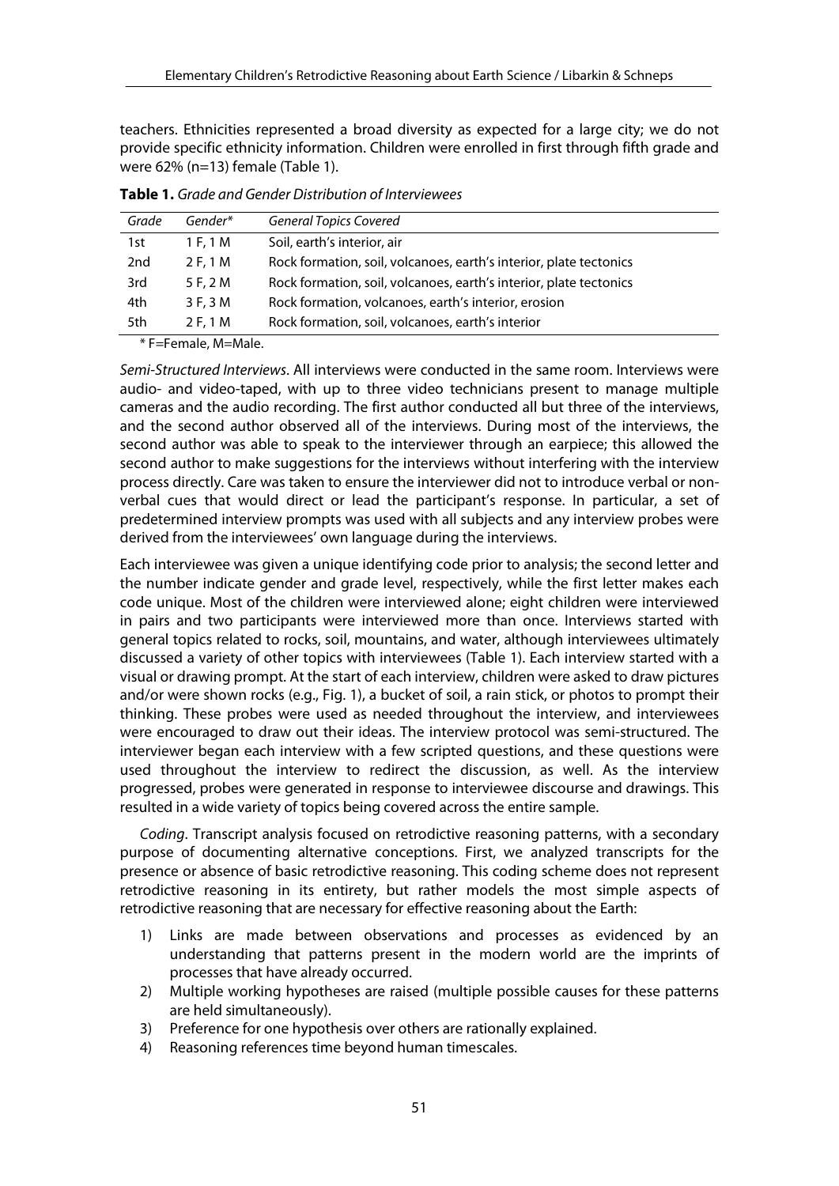teachers. Ethnicities represented a broad diversity as expected for a large city; we do not provide specific ethnicity information. Children were enrolled in first through fifth grade and were 62% (n=13) female (Table 1).

**Table 1.** *Grade and Gender Distribution of Interviewees*

| *Grade* | *Gender\** | *General Topics Covered* |
|---|---|---|
| 1st | 1 F, 1 M | Soil, earth's interior, air |
| 2nd | 2 F, 1 M | Rock formation, soil, volcanoes, earth's interior, plate tectonics |
| 3rd | 5 F, 2 M | Rock formation, soil, volcanoes, earth's interior, plate tectonics |
| 4th | 3 F, 3 M | Rock formation, volcanoes, earth's interior, erosion |
| 5th | 2 F, 1 M | Rock formation, soil, volcanoes, earth's interior |

\* F=Female, M=Male.

*Semi-Structured Interviews*. All interviews were conducted in the same room. Interviews were audio- and video-taped, with up to three video technicians present to manage multiple cameras and the audio recording. The first author conducted all but three of the interviews, and the second author observed all of the interviews. During most of the interviews, the second author was able to speak to the interviewer through an earpiece; this allowed the second author to make suggestions for the interviews without interfering with the interview process directly. Care was taken to ensure the interviewer did not to introduce verbal or non-verbal cues that would direct or lead the participant's response. In particular, a set of predetermined interview prompts was used with all subjects and any interview probes were derived from the interviewees' own language during the interviews.

Each interviewee was given a unique identifying code prior to analysis; the second letter and the number indicate gender and grade level, respectively, while the first letter makes each code unique. Most of the children were interviewed alone; eight children were interviewed in pairs and two participants were interviewed more than once. Interviews started with general topics related to rocks, soil, mountains, and water, although interviewees ultimately discussed a variety of other topics with interviewees (Table 1). Each interview started with a visual or drawing prompt. At the start of each interview, children were asked to draw pictures and/or were shown rocks (e.g., Fig. 1), a bucket of soil, a rain stick, or photos to prompt their thinking. These probes were used as needed throughout the interview, and interviewees were encouraged to draw out their ideas. The interview protocol was semi-structured. The interviewer began each interview with a few scripted questions, and these questions were used throughout the interview to redirect the discussion, as well. As the interview progressed, probes were generated in response to interviewee discourse and drawings. This resulted in a wide variety of topics being covered across the entire sample.

*Coding*. Transcript analysis focused on retrodictive reasoning patterns, with a secondary purpose of documenting alternative conceptions. First, we analyzed transcripts for the presence or absence of basic retrodictive reasoning. This coding scheme does not represent retrodictive reasoning in its entirety, but rather models the most simple aspects of retrodictive reasoning that are necessary for effective reasoning about the Earth:

1) Links are made between observations and processes as evidenced by an understanding that patterns present in the modern world are the imprints of processes that have already occurred.
2) Multiple working hypotheses are raised (multiple possible causes for these patterns are held simultaneously).
3) Preference for one hypothesis over others are rationally explained.
4) Reasoning references time beyond human timescales.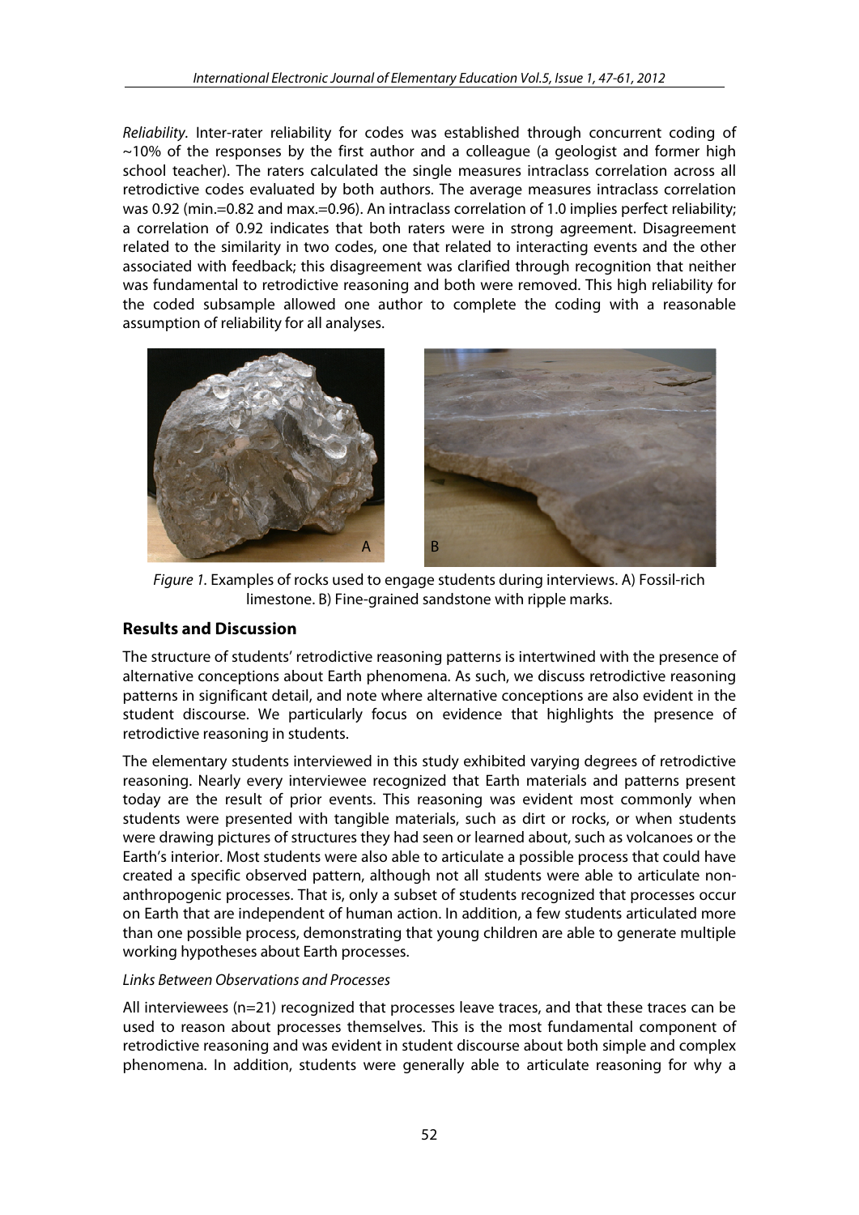*Reliability.* Inter-rater reliability for codes was established through concurrent coding of ~10% of the responses by the first author and a colleague (a geologist and former high school teacher). The raters calculated the single measures intraclass correlation across all retrodictive codes evaluated by both authors. The average measures intraclass correlation was 0.92 (min.=0.82 and max.=0.96). An intraclass correlation of 1.0 implies perfect reliability; a correlation of 0.92 indicates that both raters were in strong agreement. Disagreement related to the similarity in two codes, one that related to interacting events and the other associated with feedback; this disagreement was clarified through recognition that neither was fundamental to retrodictive reasoning and both were removed. This high reliability for the coded subsample allowed one author to complete the coding with a reasonable assumption of reliability for all analyses.

*Figure 1.* Examples of rocks used to engage students during interviews. A) Fossil-rich limestone. B) Fine-grained sandstone with ripple marks.

## Results and Discussion

The structure of students' retrodictive reasoning patterns is intertwined with the presence of alternative conceptions about Earth phenomena. As such, we discuss retrodictive reasoning patterns in significant detail, and note where alternative conceptions are also evident in the student discourse. We particularly focus on evidence that highlights the presence of retrodictive reasoning in students.

The elementary students interviewed in this study exhibited varying degrees of retrodictive reasoning. Nearly every interviewee recognized that Earth materials and patterns present today are the result of prior events. This reasoning was evident most commonly when students were presented with tangible materials, such as dirt or rocks, or when students were drawing pictures of structures they had seen or learned about, such as volcanoes or the Earth's interior. Most students were also able to articulate a possible process that could have created a specific observed pattern, although not all students were able to articulate non-anthropogenic processes. That is, only a subset of students recognized that processes occur on Earth that are independent of human action. In addition, a few students articulated more than one possible process, demonstrating that young children are able to generate multiple working hypotheses about Earth processes.

*Links Between Observations and Processes*

All interviewees (n=21) recognized that processes leave traces, and that these traces can be used to reason about processes themselves. This is the most fundamental component of retrodictive reasoning and was evident in student discourse about both simple and complex phenomena. In addition, students were generally able to articulate reasoning for why a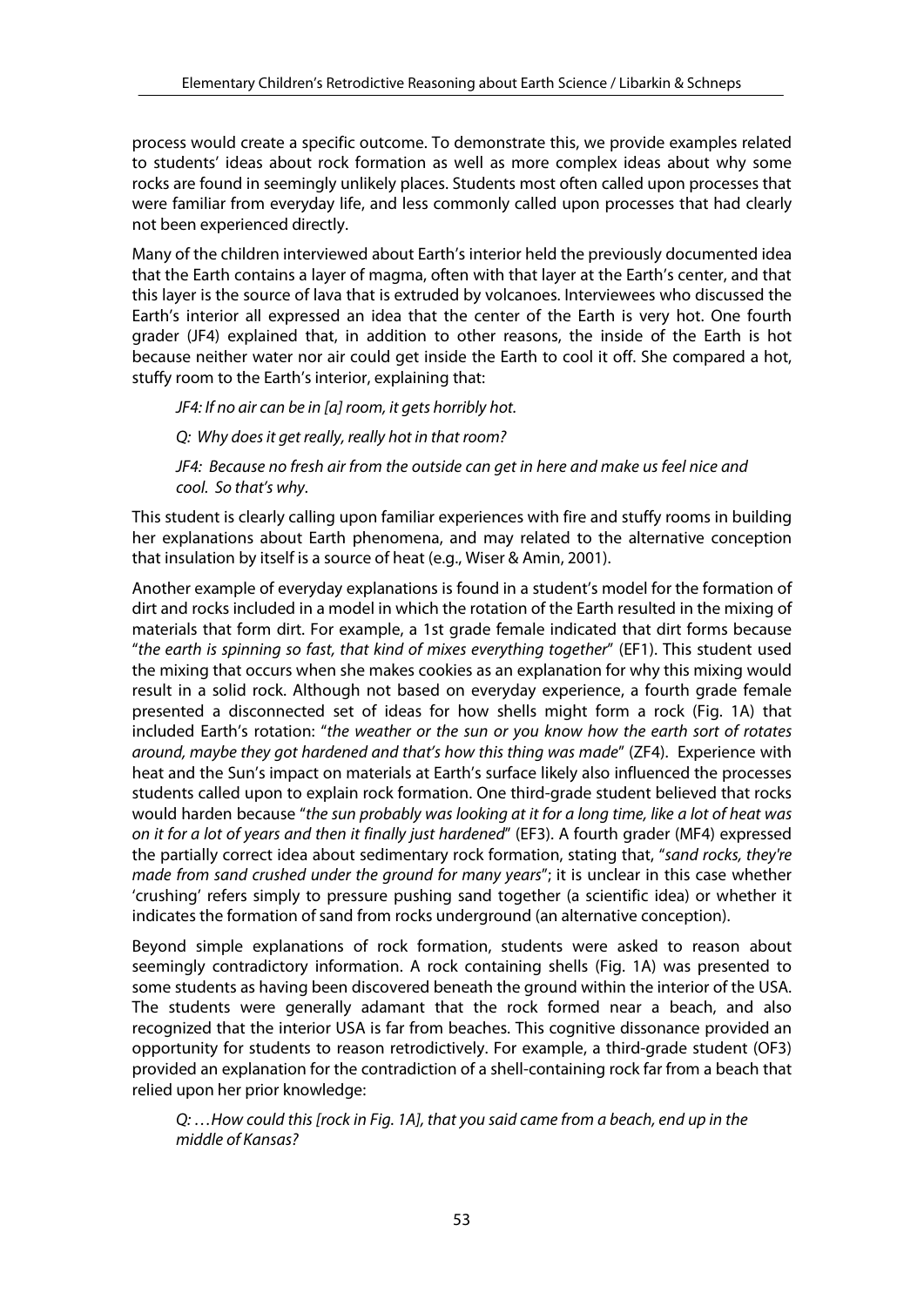process would create a specific outcome. To demonstrate this, we provide examples related to students' ideas about rock formation as well as more complex ideas about why some rocks are found in seemingly unlikely places. Students most often called upon processes that were familiar from everyday life, and less commonly called upon processes that had clearly not been experienced directly.

Many of the children interviewed about Earth's interior held the previously documented idea that the Earth contains a layer of magma, often with that layer at the Earth's center, and that this layer is the source of lava that is extruded by volcanoes. Interviewees who discussed the Earth's interior all expressed an idea that the center of the Earth is very hot. One fourth grader (JF4) explained that, in addition to other reasons, the inside of the Earth is hot because neither water nor air could get inside the Earth to cool it off. She compared a hot, stuffy room to the Earth's interior, explaining that:

> *JF4: If no air can be in [a] room, it gets horribly hot.*
>
> *Q: Why does it get really, really hot in that room?*
>
> *JF4: Because no fresh air from the outside can get in here and make us feel nice and cool. So that's why.*

This student is clearly calling upon familiar experiences with fire and stuffy rooms in building her explanations about Earth phenomena, and may related to the alternative conception that insulation by itself is a source of heat (e.g., Wiser & Amin, 2001).

Another example of everyday explanations is found in a student's model for the formation of dirt and rocks included in a model in which the rotation of the Earth resulted in the mixing of materials that form dirt. For example, a 1st grade female indicated that dirt forms because "*the earth is spinning so fast, that kind of mixes everything together*" (EF1). This student used the mixing that occurs when she makes cookies as an explanation for why this mixing would result in a solid rock. Although not based on everyday experience, a fourth grade female presented a disconnected set of ideas for how shells might form a rock (Fig. 1A) that included Earth's rotation: "*the weather or the sun or you know how the earth sort of rotates around, maybe they got hardened and that's how this thing was made*" (ZF4). Experience with heat and the Sun's impact on materials at Earth's surface likely also influenced the processes students called upon to explain rock formation. One third-grade student believed that rocks would harden because "*the sun probably was looking at it for a long time, like a lot of heat was on it for a lot of years and then it finally just hardened*" (EF3). A fourth grader (MF4) expressed the partially correct idea about sedimentary rock formation, stating that, "*sand rocks, they're made from sand crushed under the ground for many years*"; it is unclear in this case whether 'crushing' refers simply to pressure pushing sand together (a scientific idea) or whether it indicates the formation of sand from rocks underground (an alternative conception).

Beyond simple explanations of rock formation, students were asked to reason about seemingly contradictory information. A rock containing shells (Fig. 1A) was presented to some students as having been discovered beneath the ground within the interior of the USA. The students were generally adamant that the rock formed near a beach, and also recognized that the interior USA is far from beaches. This cognitive dissonance provided an opportunity for students to reason retrodictively. For example, a third-grade student (OF3) provided an explanation for the contradiction of a shell-containing rock far from a beach that relied upon her prior knowledge:

> *Q: …How could this [rock in Fig. 1A], that you said came from a beach, end up in the middle of Kansas?*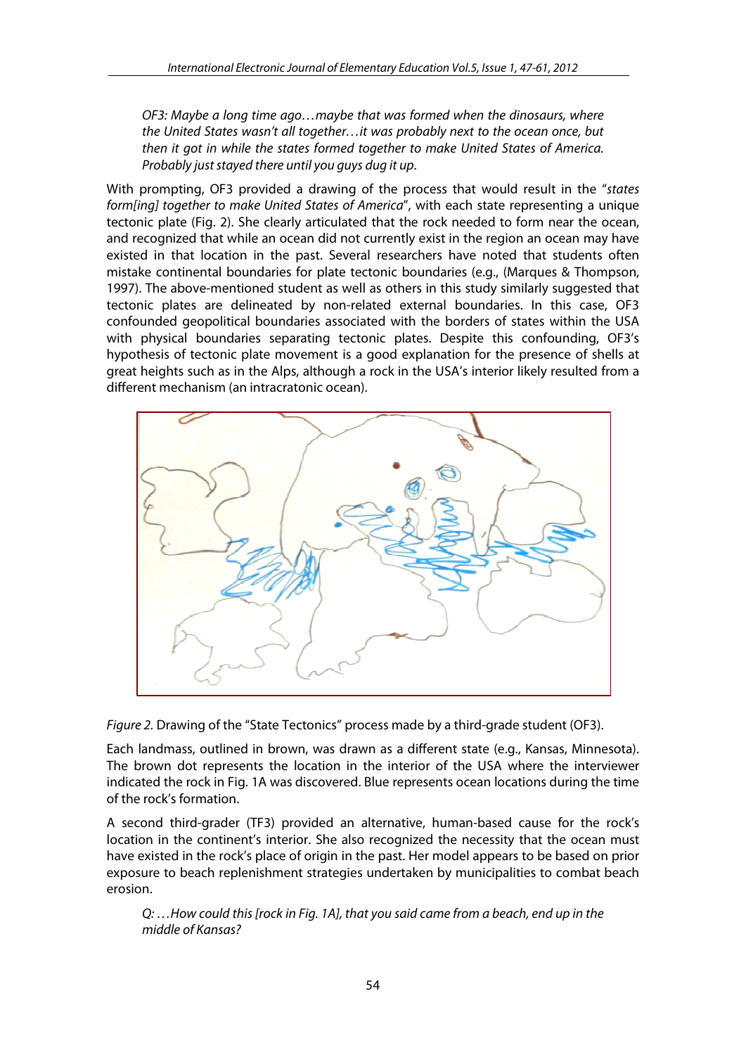*OF3: Maybe a long time ago…maybe that was formed when the dinosaurs, where the United States wasn't all together…it was probably next to the ocean once, but then it got in while the states formed together to make United States of America. Probably just stayed there until you guys dug it up.*

With prompting, OF3 provided a drawing of the process that would result in the "*states form[ing] together to make United States of America*", with each state representing a unique tectonic plate (Fig. 2). She clearly articulated that the rock needed to form near the ocean, and recognized that while an ocean did not currently exist in the region an ocean may have existed in that location in the past. Several researchers have noted that students often mistake continental boundaries for plate tectonic boundaries (e.g., (Marques & Thompson, 1997). The above-mentioned student as well as others in this study similarly suggested that tectonic plates are delineated by non-related external boundaries. In this case, OF3 confounded geopolitical boundaries associated with the borders of states within the USA with physical boundaries separating tectonic plates. Despite this confounding, OF3's hypothesis of tectonic plate movement is a good explanation for the presence of shells at great heights such as in the Alps, although a rock in the USA's interior likely resulted from a different mechanism (an intracratonic ocean).

*Figure 2.* Drawing of the "State Tectonics" process made by a third-grade student (OF3).

Each landmass, outlined in brown, was drawn as a different state (e.g., Kansas, Minnesota). The brown dot represents the location in the interior of the USA where the interviewer indicated the rock in Fig. 1A was discovered. Blue represents ocean locations during the time of the rock's formation.

A second third-grader (TF3) provided an alternative, human-based cause for the rock's location in the continent's interior. She also recognized the necessity that the ocean must have existed in the rock's place of origin in the past. Her model appears to be based on prior exposure to beach replenishment strategies undertaken by municipalities to combat beach erosion.

*Q: …How could this [rock in Fig. 1A], that you said came from a beach, end up in the middle of Kansas?*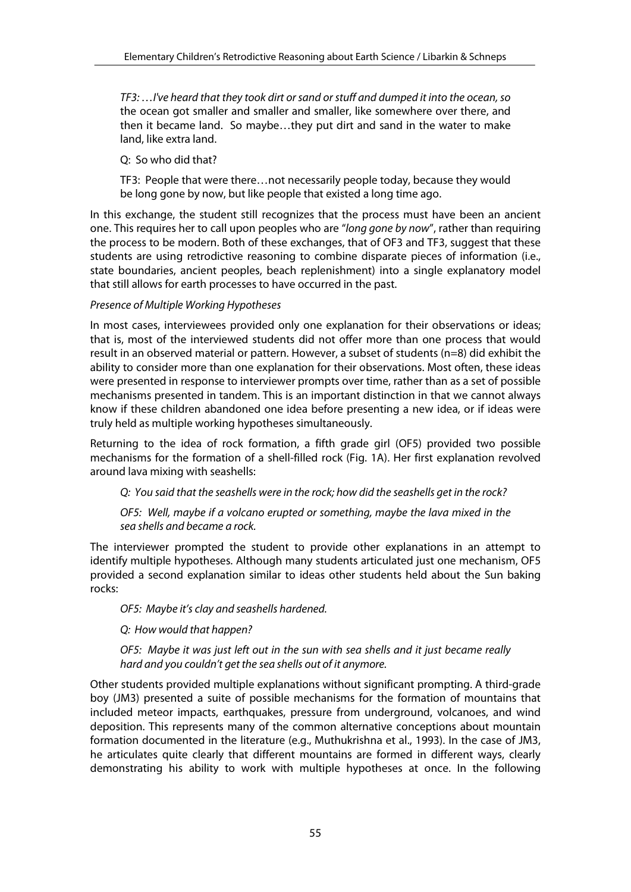*TF3: …I've heard that they took dirt or sand or stuff and dumped it into the ocean, so* the ocean got smaller and smaller and smaller, like somewhere over there, and then it became land. So maybe…they put dirt and sand in the water to make land, like extra land.

Q: So who did that?

TF3: People that were there…not necessarily people today, because they would be long gone by now, but like people that existed a long time ago.

In this exchange, the student still recognizes that the process must have been an ancient one. This requires her to call upon peoples who are "*long gone by now*", rather than requiring the process to be modern. Both of these exchanges, that of OF3 and TF3, suggest that these students are using retrodictive reasoning to combine disparate pieces of information (i.e., state boundaries, ancient peoples, beach replenishment) into a single explanatory model that still allows for earth processes to have occurred in the past.

*Presence of Multiple Working Hypotheses*

In most cases, interviewees provided only one explanation for their observations or ideas; that is, most of the interviewed students did not offer more than one process that would result in an observed material or pattern. However, a subset of students (n=8) did exhibit the ability to consider more than one explanation for their observations. Most often, these ideas were presented in response to interviewer prompts over time, rather than as a set of possible mechanisms presented in tandem. This is an important distinction in that we cannot always know if these children abandoned one idea before presenting a new idea, or if ideas were truly held as multiple working hypotheses simultaneously.

Returning to the idea of rock formation, a fifth grade girl (OF5) provided two possible mechanisms for the formation of a shell-filled rock (Fig. 1A). Her first explanation revolved around lava mixing with seashells:

*Q: You said that the seashells were in the rock; how did the seashells get in the rock?*

*OF5: Well, maybe if a volcano erupted or something, maybe the lava mixed in the sea shells and became a rock.*

The interviewer prompted the student to provide other explanations in an attempt to identify multiple hypotheses. Although many students articulated just one mechanism, OF5 provided a second explanation similar to ideas other students held about the Sun baking rocks:

*OF5: Maybe it's clay and seashells hardened.*

*Q: How would that happen?*

*OF5: Maybe it was just left out in the sun with sea shells and it just became really hard and you couldn't get the sea shells out of it anymore.*

Other students provided multiple explanations without significant prompting. A third-grade boy (JM3) presented a suite of possible mechanisms for the formation of mountains that included meteor impacts, earthquakes, pressure from underground, volcanoes, and wind deposition. This represents many of the common alternative conceptions about mountain formation documented in the literature (e.g., Muthukrishna et al., 1993). In the case of JM3, he articulates quite clearly that different mountains are formed in different ways, clearly demonstrating his ability to work with multiple hypotheses at once. In the following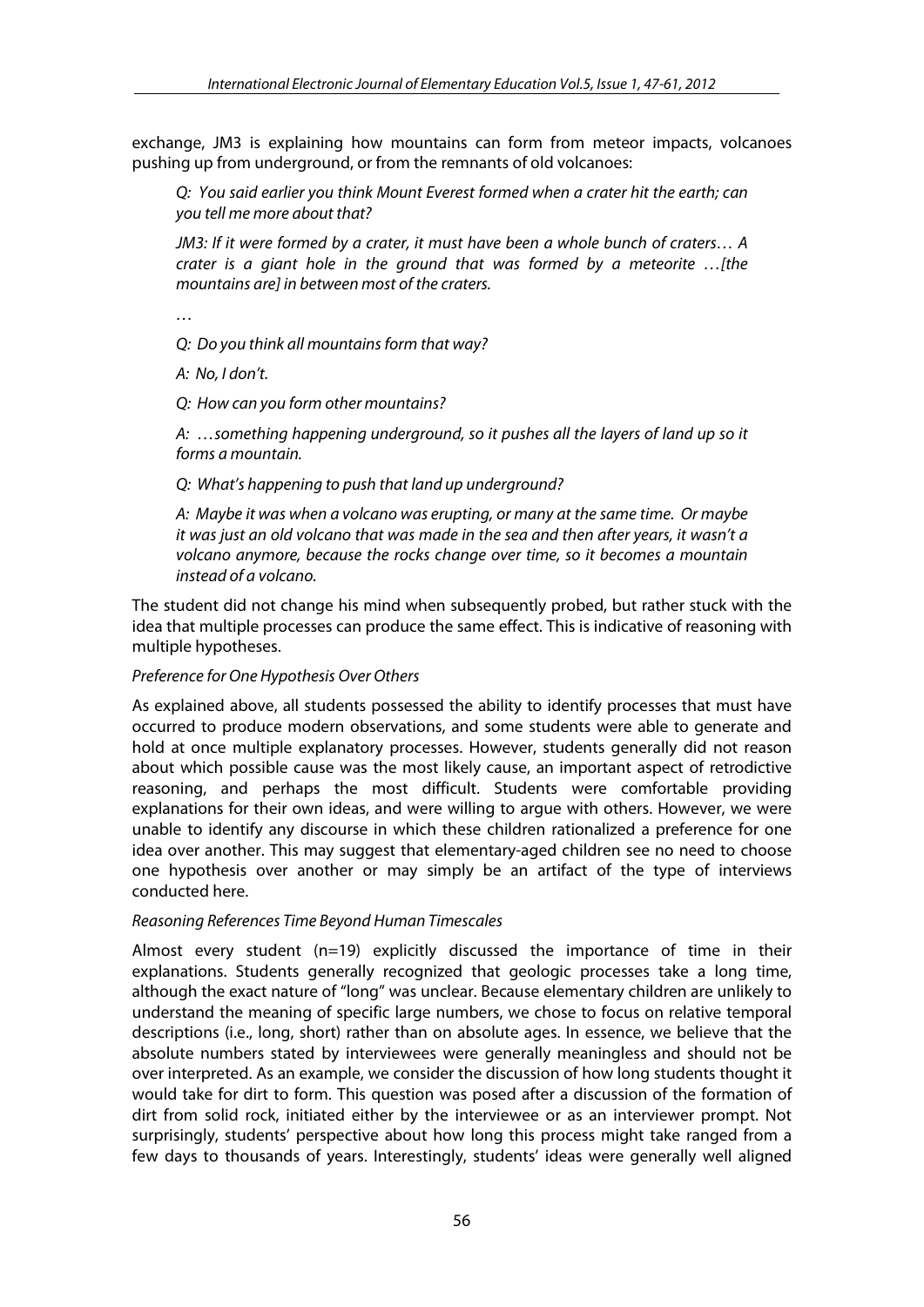exchange, JM3 is explaining how mountains can form from meteor impacts, volcanoes pushing up from underground, or from the remnants of old volcanoes:

> *Q: You said earlier you think Mount Everest formed when a crater hit the earth; can you tell me more about that?*
>
> *JM3: If it were formed by a crater, it must have been a whole bunch of craters… A crater is a giant hole in the ground that was formed by a meteorite …[the mountains are] in between most of the craters.*
>
> …
>
> *Q: Do you think all mountains form that way?*
>
> *A: No, I don't.*
>
> *Q: How can you form other mountains?*
>
> *A: …something happening underground, so it pushes all the layers of land up so it forms a mountain.*
>
> *Q: What's happening to push that land up underground?*
>
> *A: Maybe it was when a volcano was erupting, or many at the same time. Or maybe it was just an old volcano that was made in the sea and then after years, it wasn't a volcano anymore, because the rocks change over time, so it becomes a mountain instead of a volcano.*

The student did not change his mind when subsequently probed, but rather stuck with the idea that multiple processes can produce the same effect. This is indicative of reasoning with multiple hypotheses.

#### *Preference for One Hypothesis Over Others*

As explained above, all students possessed the ability to identify processes that must have occurred to produce modern observations, and some students were able to generate and hold at once multiple explanatory processes. However, students generally did not reason about which possible cause was the most likely cause, an important aspect of retrodictive reasoning, and perhaps the most difficult. Students were comfortable providing explanations for their own ideas, and were willing to argue with others. However, we were unable to identify any discourse in which these children rationalized a preference for one idea over another. This may suggest that elementary-aged children see no need to choose one hypothesis over another or may simply be an artifact of the type of interviews conducted here.

#### *Reasoning References Time Beyond Human Timescales*

Almost every student (n=19) explicitly discussed the importance of time in their explanations. Students generally recognized that geologic processes take a long time, although the exact nature of "long" was unclear. Because elementary children are unlikely to understand the meaning of specific large numbers, we chose to focus on relative temporal descriptions (i.e., long, short) rather than on absolute ages. In essence, we believe that the absolute numbers stated by interviewees were generally meaningless and should not be over interpreted. As an example, we consider the discussion of how long students thought it would take for dirt to form. This question was posed after a discussion of the formation of dirt from solid rock, initiated either by the interviewee or as an interviewer prompt. Not surprisingly, students' perspective about how long this process might take ranged from a few days to thousands of years. Interestingly, students' ideas were generally well aligned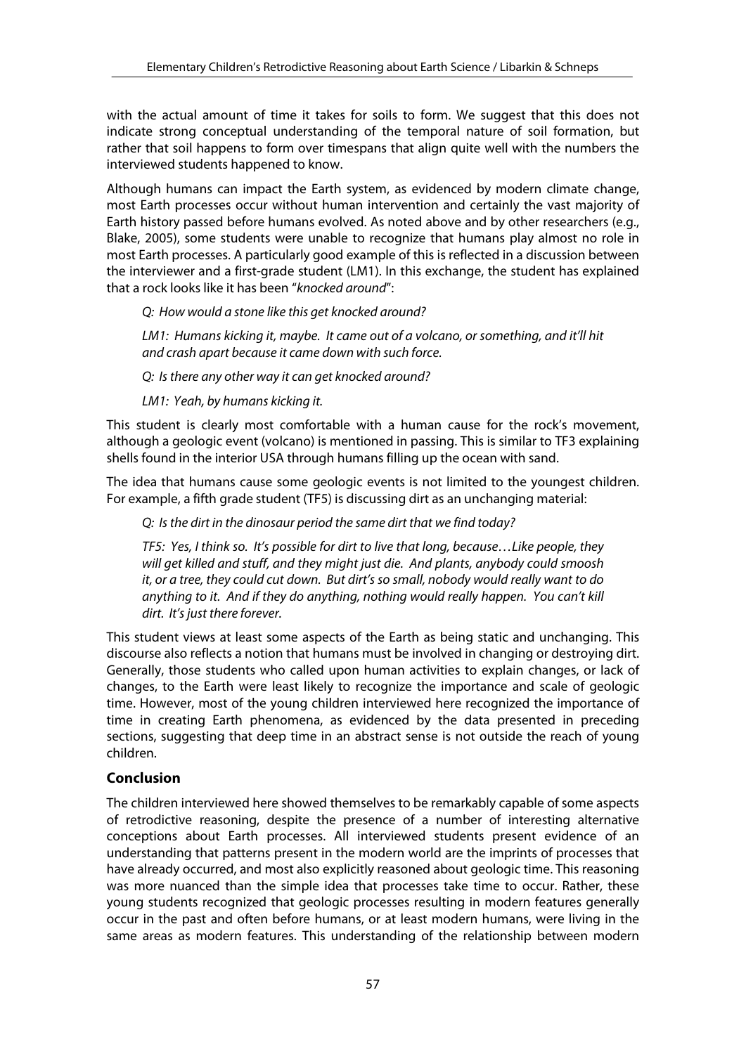with the actual amount of time it takes for soils to form. We suggest that this does not indicate strong conceptual understanding of the temporal nature of soil formation, but rather that soil happens to form over timespans that align quite well with the numbers the interviewed students happened to know.

Although humans can impact the Earth system, as evidenced by modern climate change, most Earth processes occur without human intervention and certainly the vast majority of Earth history passed before humans evolved. As noted above and by other researchers (e.g., Blake, 2005), some students were unable to recognize that humans play almost no role in most Earth processes. A particularly good example of this is reflected in a discussion between the interviewer and a first-grade student (LM1). In this exchange, the student has explained that a rock looks like it has been "*knocked around*":

> *Q: How would a stone like this get knocked around?*
>
> *LM1: Humans kicking it, maybe. It came out of a volcano, or something, and it'll hit and crash apart because it came down with such force.*
>
> *Q: Is there any other way it can get knocked around?*
>
> *LM1: Yeah, by humans kicking it.*

This student is clearly most comfortable with a human cause for the rock's movement, although a geologic event (volcano) is mentioned in passing. This is similar to TF3 explaining shells found in the interior USA through humans filling up the ocean with sand.

The idea that humans cause some geologic events is not limited to the youngest children. For example, a fifth grade student (TF5) is discussing dirt as an unchanging material:

> *Q: Is the dirt in the dinosaur period the same dirt that we find today?*
>
> *TF5: Yes, I think so. It's possible for dirt to live that long, because…Like people, they will get killed and stuff, and they might just die. And plants, anybody could smoosh it, or a tree, they could cut down. But dirt's so small, nobody would really want to do anything to it. And if they do anything, nothing would really happen. You can't kill dirt. It's just there forever.*

This student views at least some aspects of the Earth as being static and unchanging. This discourse also reflects a notion that humans must be involved in changing or destroying dirt. Generally, those students who called upon human activities to explain changes, or lack of changes, to the Earth were least likely to recognize the importance and scale of geologic time. However, most of the young children interviewed here recognized the importance of time in creating Earth phenomena, as evidenced by the data presented in preceding sections, suggesting that deep time in an abstract sense is not outside the reach of young children.

## Conclusion

The children interviewed here showed themselves to be remarkably capable of some aspects of retrodictive reasoning, despite the presence of a number of interesting alternative conceptions about Earth processes. All interviewed students present evidence of an understanding that patterns present in the modern world are the imprints of processes that have already occurred, and most also explicitly reasoned about geologic time. This reasoning was more nuanced than the simple idea that processes take time to occur. Rather, these young students recognized that geologic processes resulting in modern features generally occur in the past and often before humans, or at least modern humans, were living in the same areas as modern features. This understanding of the relationship between modern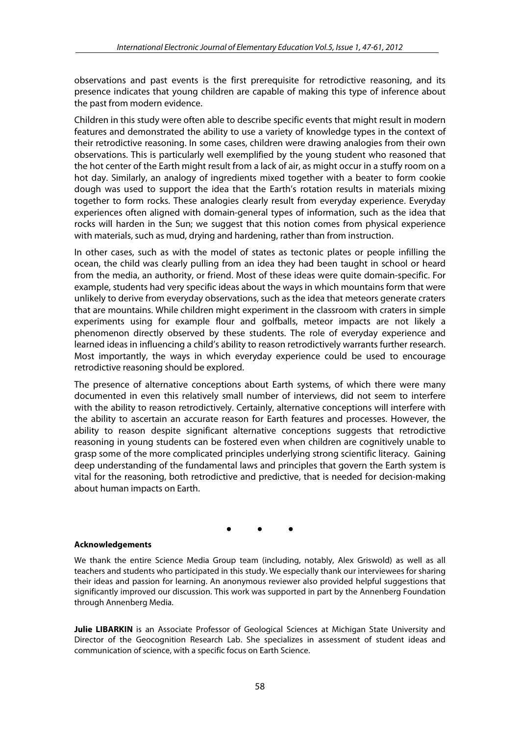observations and past events is the first prerequisite for retrodictive reasoning, and its presence indicates that young children are capable of making this type of inference about the past from modern evidence.

Children in this study were often able to describe specific events that might result in modern features and demonstrated the ability to use a variety of knowledge types in the context of their retrodictive reasoning. In some cases, children were drawing analogies from their own observations. This is particularly well exemplified by the young student who reasoned that the hot center of the Earth might result from a lack of air, as might occur in a stuffy room on a hot day. Similarly, an analogy of ingredients mixed together with a beater to form cookie dough was used to support the idea that the Earth's rotation results in materials mixing together to form rocks. These analogies clearly result from everyday experience. Everyday experiences often aligned with domain-general types of information, such as the idea that rocks will harden in the Sun; we suggest that this notion comes from physical experience with materials, such as mud, drying and hardening, rather than from instruction.

In other cases, such as with the model of states as tectonic plates or people infilling the ocean, the child was clearly pulling from an idea they had been taught in school or heard from the media, an authority, or friend. Most of these ideas were quite domain-specific. For example, students had very specific ideas about the ways in which mountains form that were unlikely to derive from everyday observations, such as the idea that meteors generate craters that are mountains. While children might experiment in the classroom with craters in simple experiments using for example flour and golfballs, meteor impacts are not likely a phenomenon directly observed by these students. The role of everyday experience and learned ideas in influencing a child's ability to reason retrodictively warrants further research. Most importantly, the ways in which everyday experience could be used to encourage retrodictive reasoning should be explored.

The presence of alternative conceptions about Earth systems, of which there were many documented in even this relatively small number of interviews, did not seem to interfere with the ability to reason retrodictively. Certainly, alternative conceptions will interfere with the ability to ascertain an accurate reason for Earth features and processes. However, the ability to reason despite significant alternative conceptions suggests that retrodictive reasoning in young students can be fostered even when children are cognitively unable to grasp some of the more complicated principles underlying strong scientific literacy. Gaining deep understanding of the fundamental laws and principles that govern the Earth system is vital for the reasoning, both retrodictive and predictive, that is needed for decision-making about human impacts on Earth.

• • •

**Acknowledgements**

We thank the entire Science Media Group team (including, notably, Alex Griswold) as well as all teachers and students who participated in this study. We especially thank our interviewees for sharing their ideas and passion for learning. An anonymous reviewer also provided helpful suggestions that significantly improved our discussion. This work was supported in part by the Annenberg Foundation through Annenberg Media.

**Julie LIBARKIN** is an Associate Professor of Geological Sciences at Michigan State University and Director of the Geocognition Research Lab. She specializes in assessment of student ideas and communication of science, with a specific focus on Earth Science.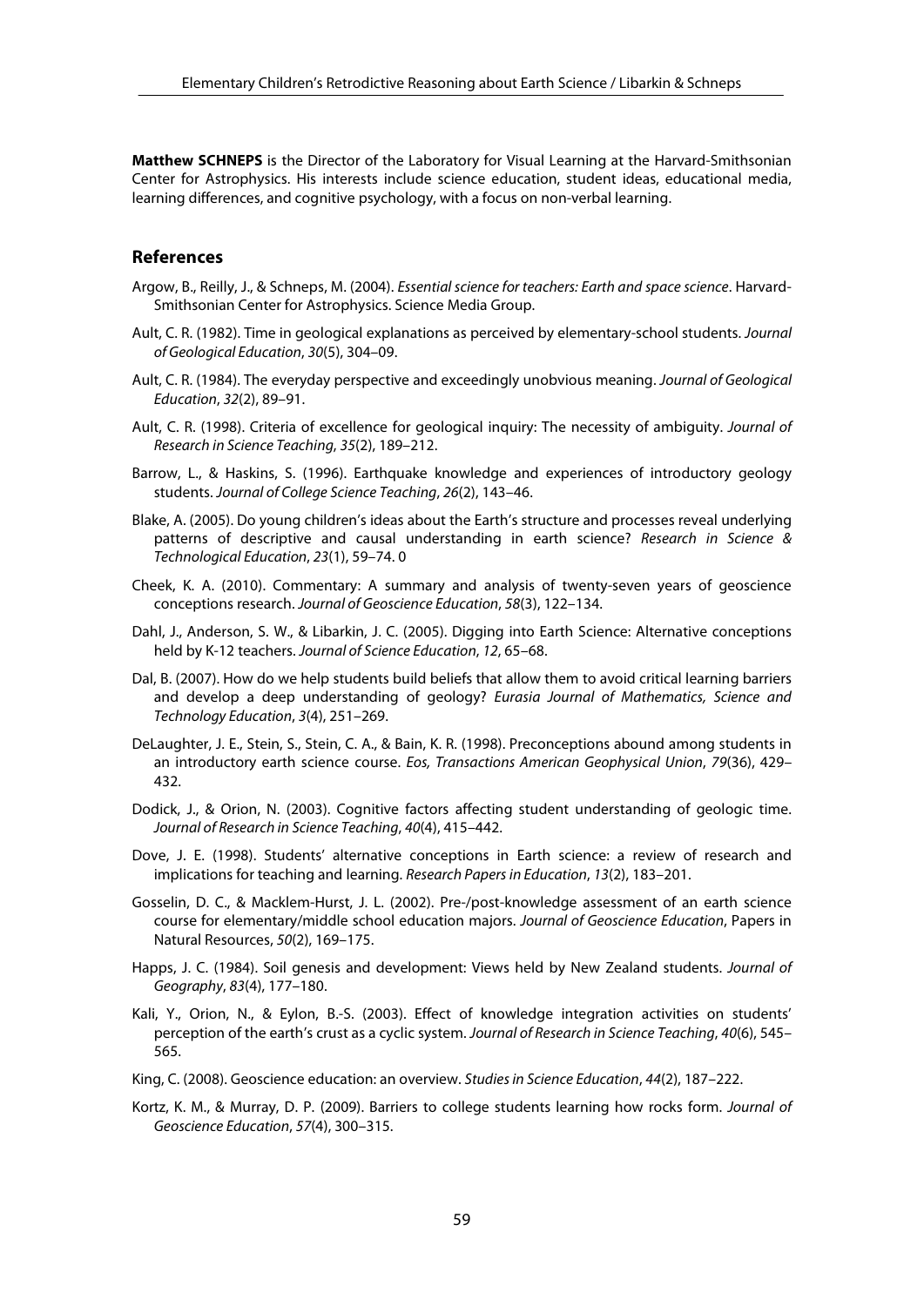**Matthew SCHNEPS** is the Director of the Laboratory for Visual Learning at the Harvard-Smithsonian Center for Astrophysics. His interests include science education, student ideas, educational media, learning differences, and cognitive psychology, with a focus on non-verbal learning.

## References

Argow, B., Reilly, J., & Schneps, M. (2004). *Essential science for teachers: Earth and space science*. Harvard-Smithsonian Center for Astrophysics. Science Media Group.

Ault, C. R. (1982). Time in geological explanations as perceived by elementary-school students. *Journal of Geological Education*, *30*(5), 304–09.

Ault, C. R. (1984). The everyday perspective and exceedingly unobvious meaning. *Journal of Geological Education*, *32*(2), 89–91.

Ault, C. R. (1998). Criteria of excellence for geological inquiry: The necessity of ambiguity. *Journal of Research in Science Teaching*, *35*(2), 189–212.

Barrow, L., & Haskins, S. (1996). Earthquake knowledge and experiences of introductory geology students. *Journal of College Science Teaching*, *26*(2), 143–46.

Blake, A. (2005). Do young children's ideas about the Earth's structure and processes reveal underlying patterns of descriptive and causal understanding in earth science? *Research in Science & Technological Education*, *23*(1), 59–74. 0

Cheek, K. A. (2010). Commentary: A summary and analysis of twenty-seven years of geoscience conceptions research. *Journal of Geoscience Education*, *58*(3), 122–134.

Dahl, J., Anderson, S. W., & Libarkin, J. C. (2005). Digging into Earth Science: Alternative conceptions held by K-12 teachers. *Journal of Science Education*, *12*, 65–68.

Dal, B. (2007). How do we help students build beliefs that allow them to avoid critical learning barriers and develop a deep understanding of geology? *Eurasia Journal of Mathematics, Science and Technology Education*, *3*(4), 251–269.

DeLaughter, J. E., Stein, S., Stein, C. A., & Bain, K. R. (1998). Preconceptions abound among students in an introductory earth science course. *Eos, Transactions American Geophysical Union*, *79*(36), 429–432.

Dodick, J., & Orion, N. (2003). Cognitive factors affecting student understanding of geologic time. *Journal of Research in Science Teaching*, *40*(4), 415–442.

Dove, J. E. (1998). Students' alternative conceptions in Earth science: a review of research and implications for teaching and learning. *Research Papers in Education*, *13*(2), 183–201.

Gosselin, D. C., & Macklem-Hurst, J. L. (2002). Pre-/post-knowledge assessment of an earth science course for elementary/middle school education majors. *Journal of Geoscience Education*, Papers in Natural Resources, *50*(2), 169–175.

Happs, J. C. (1984). Soil genesis and development: Views held by New Zealand students. *Journal of Geography*, *83*(4), 177–180.

Kali, Y., Orion, N., & Eylon, B.-S. (2003). Effect of knowledge integration activities on students' perception of the earth's crust as a cyclic system. *Journal of Research in Science Teaching*, *40*(6), 545–565.

King, C. (2008). Geoscience education: an overview. *Studies in Science Education*, *44*(2), 187–222.

Kortz, K. M., & Murray, D. P. (2009). Barriers to college students learning how rocks form. *Journal of Geoscience Education*, *57*(4), 300–315.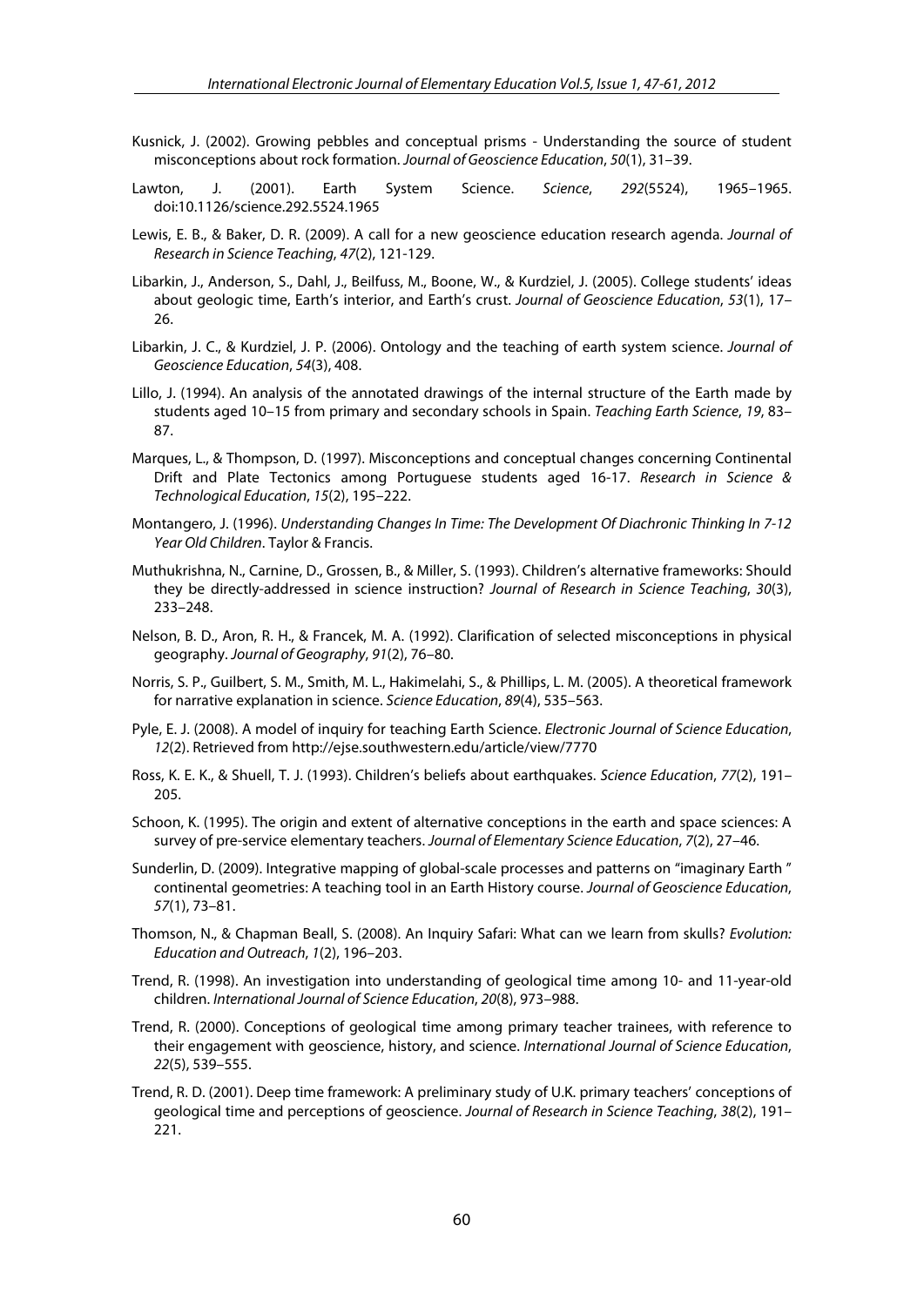Kusnick, J. (2002). Growing pebbles and conceptual prisms - Understanding the source of student misconceptions about rock formation. *Journal of Geoscience Education*, *50*(1), 31–39.

Lawton, J. (2001). Earth System Science. *Science*, *292*(5524), 1965–1965. doi:10.1126/science.292.5524.1965

Lewis, E. B., & Baker, D. R. (2009). A call for a new geoscience education research agenda. *Journal of Research in Science Teaching*, *47*(2), 121-129.

Libarkin, J., Anderson, S., Dahl, J., Beilfuss, M., Boone, W., & Kurdziel, J. (2005). College students' ideas about geologic time, Earth's interior, and Earth's crust. *Journal of Geoscience Education*, *53*(1), 17–26.

Libarkin, J. C., & Kurdziel, J. P. (2006). Ontology and the teaching of earth system science. *Journal of Geoscience Education*, *54*(3), 408.

Lillo, J. (1994). An analysis of the annotated drawings of the internal structure of the Earth made by students aged 10–15 from primary and secondary schools in Spain. *Teaching Earth Science*, *19*, 83–87.

Marques, L., & Thompson, D. (1997). Misconceptions and conceptual changes concerning Continental Drift and Plate Tectonics among Portuguese students aged 16-17. *Research in Science & Technological Education*, *15*(2), 195–222.

Montangero, J. (1996). *Understanding Changes In Time: The Development Of Diachronic Thinking In 7-12 Year Old Children*. Taylor & Francis.

Muthukrishna, N., Carnine, D., Grossen, B., & Miller, S. (1993). Children's alternative frameworks: Should they be directly-addressed in science instruction? *Journal of Research in Science Teaching*, *30*(3), 233–248.

Nelson, B. D., Aron, R. H., & Francek, M. A. (1992). Clarification of selected misconceptions in physical geography. *Journal of Geography*, *91*(2), 76–80.

Norris, S. P., Guilbert, S. M., Smith, M. L., Hakimelahi, S., & Phillips, L. M. (2005). A theoretical framework for narrative explanation in science. *Science Education*, *89*(4), 535–563.

Pyle, E. J. (2008). A model of inquiry for teaching Earth Science. *Electronic Journal of Science Education*, *12*(2). Retrieved from http://ejse.southwestern.edu/article/view/7770

Ross, K. E. K., & Shuell, T. J. (1993). Children's beliefs about earthquakes. *Science Education*, *77*(2), 191–205.

Schoon, K. (1995). The origin and extent of alternative conceptions in the earth and space sciences: A survey of pre-service elementary teachers. *Journal of Elementary Science Education*, *7*(2), 27–46.

Sunderlin, D. (2009). Integrative mapping of global-scale processes and patterns on "imaginary Earth " continental geometries: A teaching tool in an Earth History course. *Journal of Geoscience Education*, *57*(1), 73–81.

Thomson, N., & Chapman Beall, S. (2008). An Inquiry Safari: What can we learn from skulls? *Evolution: Education and Outreach*, *1*(2), 196–203.

Trend, R. (1998). An investigation into understanding of geological time among 10- and 11-year-old children. *International Journal of Science Education*, *20*(8), 973–988.

Trend, R. (2000). Conceptions of geological time among primary teacher trainees, with reference to their engagement with geoscience, history, and science. *International Journal of Science Education*, *22*(5), 539–555.

Trend, R. D. (2001). Deep time framework: A preliminary study of U.K. primary teachers' conceptions of geological time and perceptions of geoscience. *Journal of Research in Science Teaching*, *38*(2), 191–221.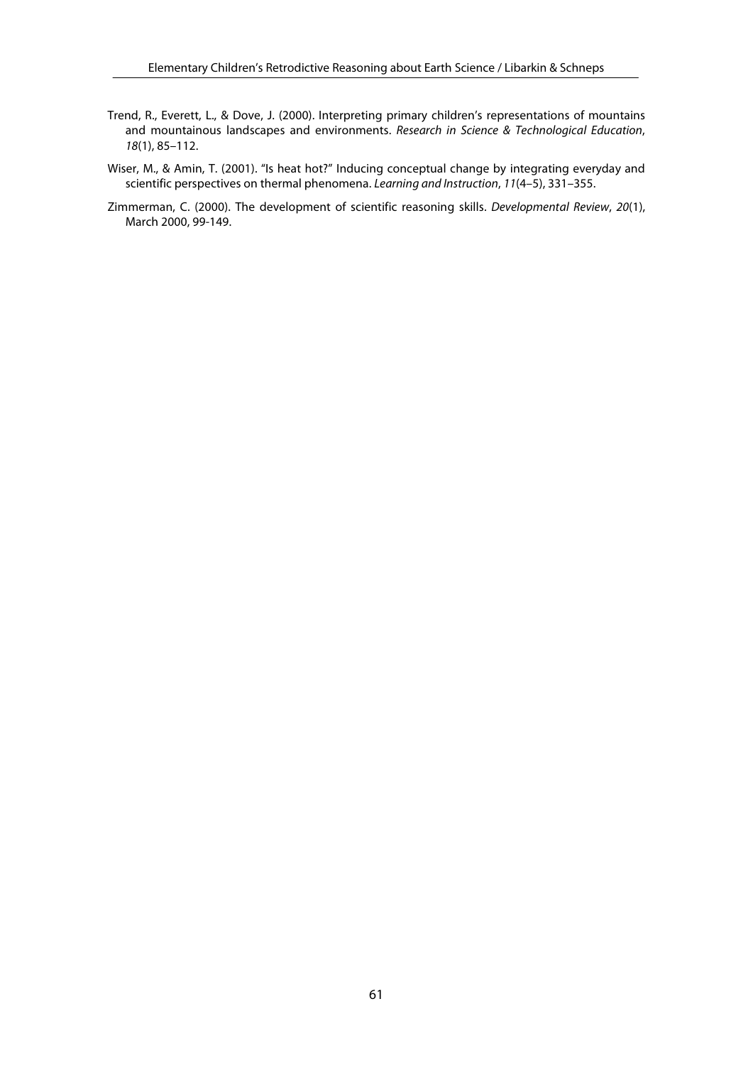Trend, R., Everett, L., & Dove, J. (2000). Interpreting primary children's representations of mountains and mountainous landscapes and environments. *Research in Science & Technological Education*, *18*(1), 85–112.

Wiser, M., & Amin, T. (2001). "Is heat hot?" Inducing conceptual change by integrating everyday and scientific perspectives on thermal phenomena. *Learning and Instruction*, *11*(4–5), 331–355.

Zimmerman, C. (2000). The development of scientific reasoning skills. *Developmental Review*, *20*(1), March 2000, 99-149.